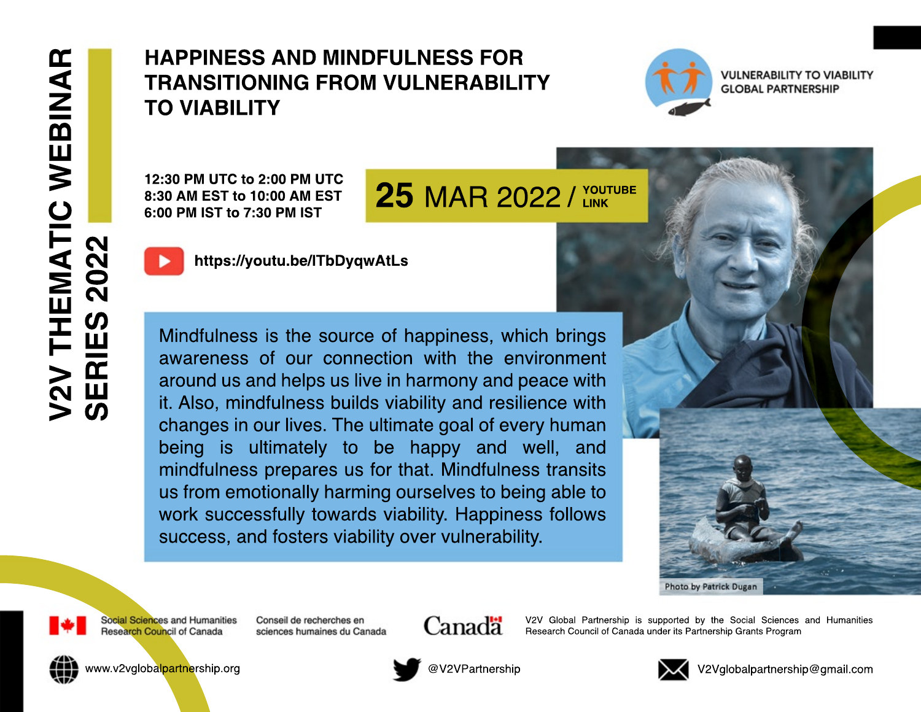# V2V THEMATIC WEBINAR SERIES 2022

## HAPPINESS AND MINDFULNESS FOR TRANSITIONING FROM VULNERABILITY TO VIABILITY

VULNERABILITY TO VIABILITY GLOBAL PARTNERSHIP

12:30 PM UTC to 2:00 PM UTC
8:30 AM EST to 10:00 AM EST
6:00 PM IST to 7:30 PM IST

**25 MAR 2022 / YOUTUBE LINK**

https://youtu.be/lTbDyqwAtLs

Mindfulness is the source of happiness, which brings awareness of our connection with the environment around us and helps us live in harmony and peace with it. Also, mindfulness builds viability and resilience with changes in our lives. The ultimate goal of every human being is ultimately to be happy and well, and mindfulness prepares us for that. Mindfulness transits us from emotionally harming ourselves to being able to work successfully towards viability. Happiness follows success, and fosters viability over vulnerability.

Photo by Patrick Dugan

Social Sciences and Humanities Research Council of Canada | Conseil de recherches en sciences humaines du Canada | Canada

V2V Global Partnership is supported by the Social Sciences and Humanities Research Council of Canada under its Partnership Grants Program

www.v2vglobalpartnership.org

@V2VPartnership

V2Vglobalpartnership@gmail.com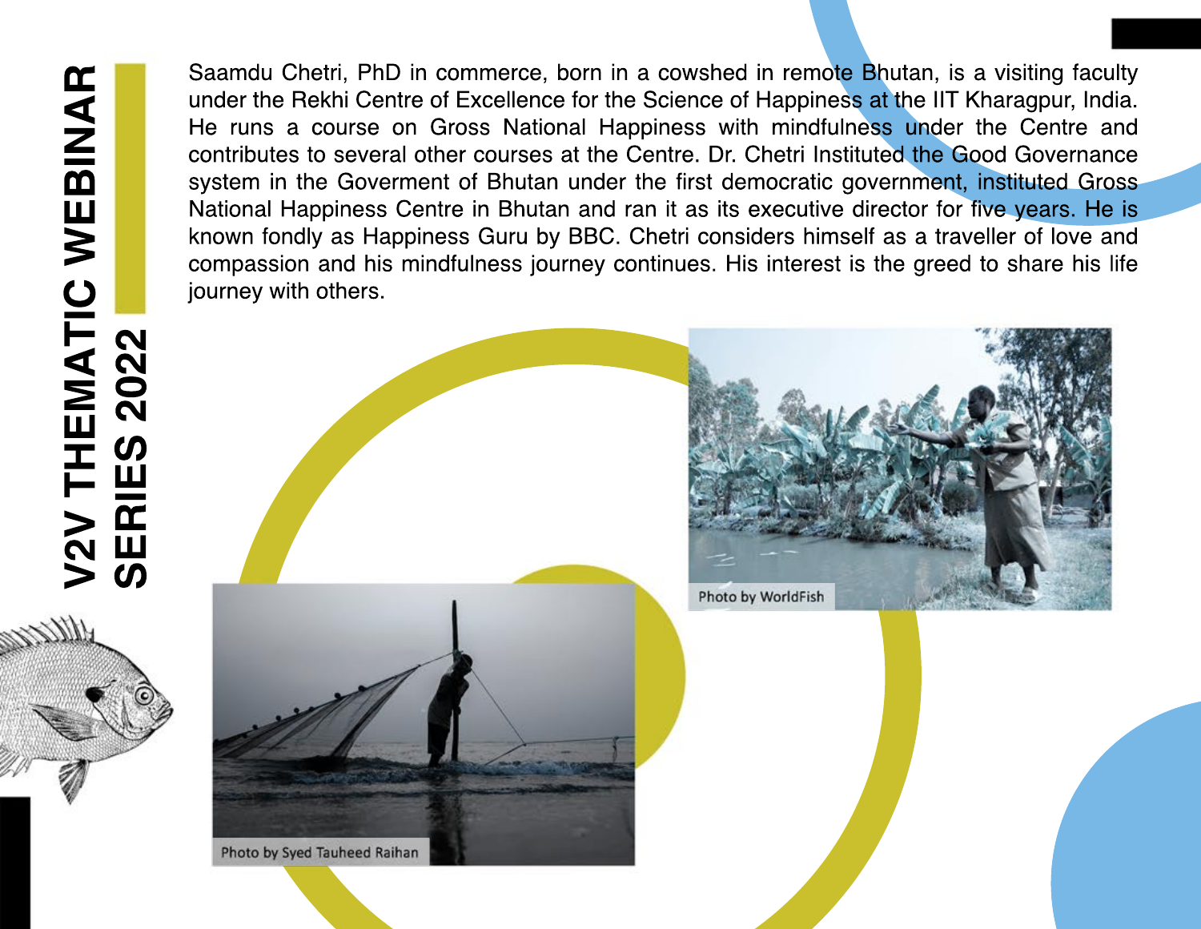# V2V THEMATIC WEBINAR SERIES 2022

Saamdu Chetri, PhD in commerce, born in a cowshed in remote Bhutan, is a visiting faculty under the Rekhi Centre of Excellence for the Science of Happiness at the IIT Kharagpur, India. He runs a course on Gross National Happiness with mindfulness under the Centre and contributes to several other courses at the Centre. Dr. Chetri Instituted the Good Governance system in the Goverment of Bhutan under the first democratic government, instituted Gross National Happiness Centre in Bhutan and ran it as its executive director for five years. He is known fondly as Happiness Guru by BBC. Chetri considers himself as a traveller of love and compassion and his mindfulness journey continues. His interest is the greed to share his life journey with others.

Photo by WorldFish

Photo by Syed Tauheed Raihan